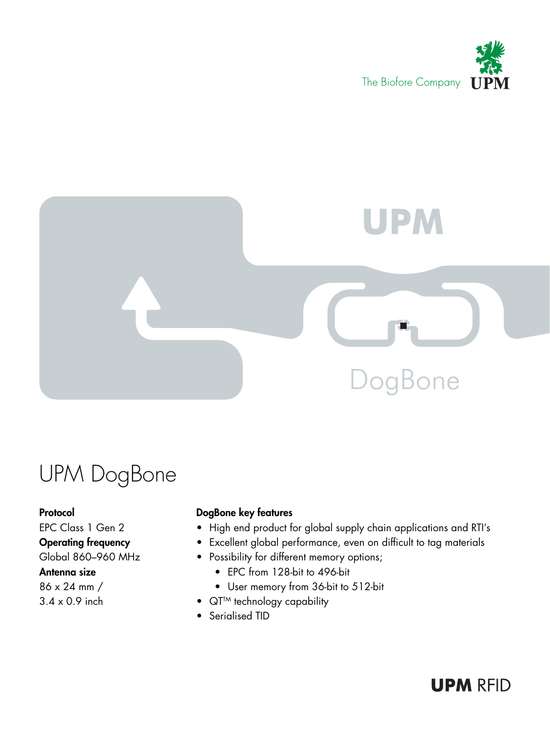# UPM DogBone

**Protocol**
EPC Class 1 Gen 2

**Operating frequency**
Global 860–960 MHz

**Antenna size**
86 x 24 mm /
3.4 x 0.9 inch

**DogBone key features**

- High end product for global supply chain applications and RTI's
- Excellent global performance, even on difficult to tag materials
- Possibility for different memory options;
  - EPC from 128-bit to 496-bit
  - User memory from 36-bit to 512-bit
- QT™ technology capability
- Serialised TID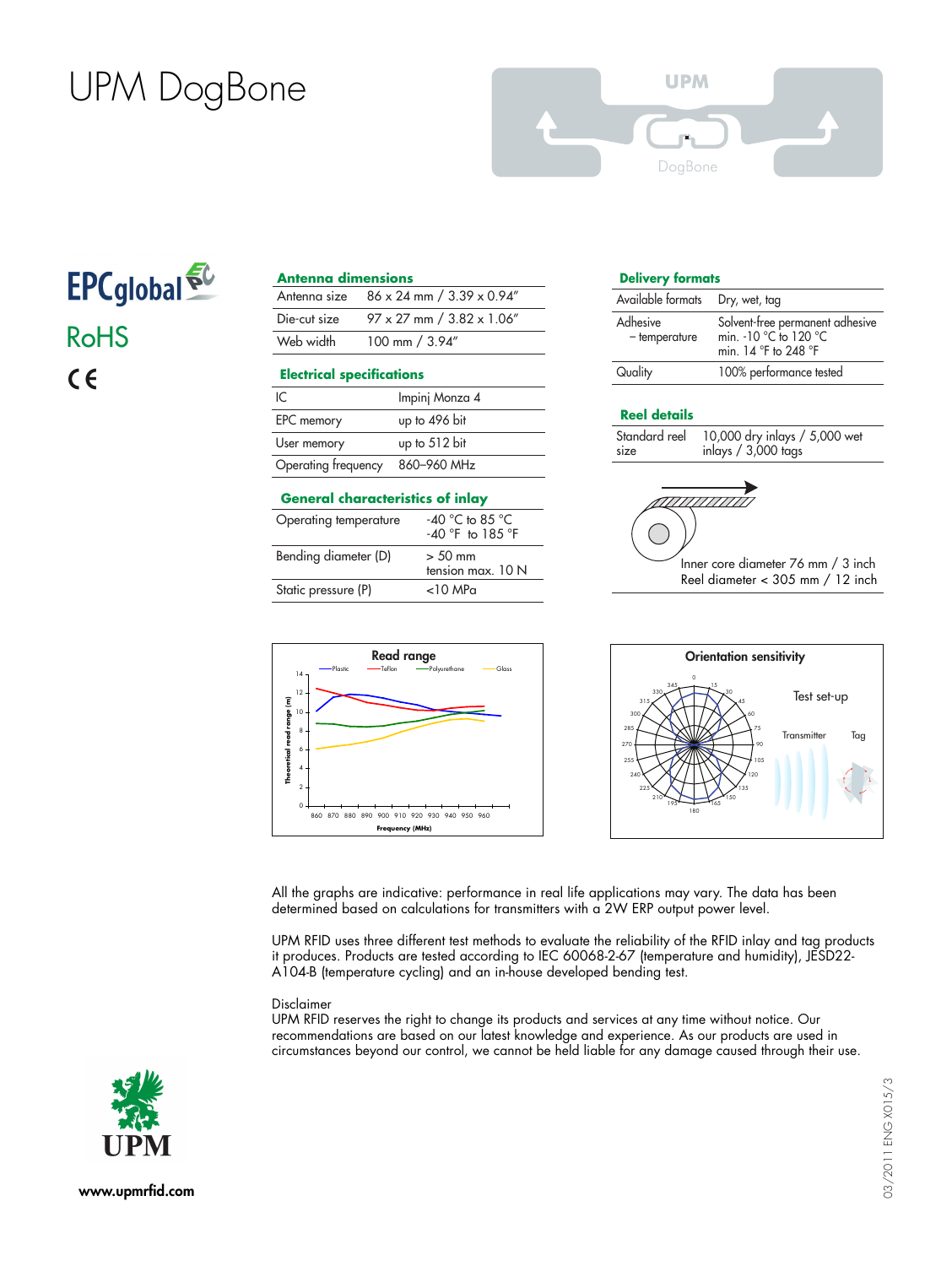# UPM DogBone

UPM

DogBone

EPCglobal

RoHS

CE

### Antenna dimensions

| | |
|---|---|
| Antenna size | 86 x 24 mm / 3.39 x 0.94" |
| Die-cut size | 97 x 27 mm / 3.82 x 1.06" |
| Web width | 100 mm / 3.94" |

### Electrical specifications

| | |
|---|---|
| IC | Impinj Monza 4 |
| EPC memory | up to 496 bit |
| User memory | up to 512 bit |
| Operating frequency | 860–960 MHz |

### General characteristics of inlay

| | |
|---|---|
| Operating temperature | -40 °C to 85 °C<br>-40 °F to 185 °F |
| Bending diameter (D) | > 50 mm<br>tension max. 10 N |
| Static pressure (P) | <10 MPa |

### Delivery formats

| | |
|---|---|
| Available formats | Dry, wet, tag |
| Adhesive<br>– temperature | Solvent-free permanent adhesive<br>min. -10 °C to 120 °C<br>min. 14 °F to 248 °F |
| Quality | 100% performance tested |

### Reel details

| | |
|---|---|
| Standard reel size | 10,000 dry inlays / 5,000 wet inlays / 3,000 tags |

Inner core diameter 76 mm / 3 inch
Reel diameter < 305 mm / 12 inch

**Read range**

Plastic
Teflon
Polyurethane
Glass

Theoretical read range (m)

0
2
4
6
8
10
12
14

860 870 880 890 900 910 920 930 940 950 960

Frequency (MHz)

**Orientation sensitivity**

0
15
30
45
60
75
90
105
120
135
150
165
180
195
210
225
240
255
270
285
300
315
330
345

Test set-up

Transmitter

Tag

All the graphs are indicative: performance in real life applications may vary. The data has been determined based on calculations for transmitters with a 2W ERP output power level.

UPM RFID uses three different test methods to evaluate the reliability of the RFID inlay and tag products it produces. Products are tested according to IEC 60068-2-67 (temperature and humidity), JESD22-A104-B (temperature cycling) and an in-house developed bending test.

Disclaimer
UPM RFID reserves the right to change its products and services at any time without notice. Our recommendations are based on our latest knowledge and experience. As our products are used in circumstances beyond our control, we cannot be held liable for any damage caused through their use.

UPM

www.upmrfid.com

03/2011 ENG X015/3